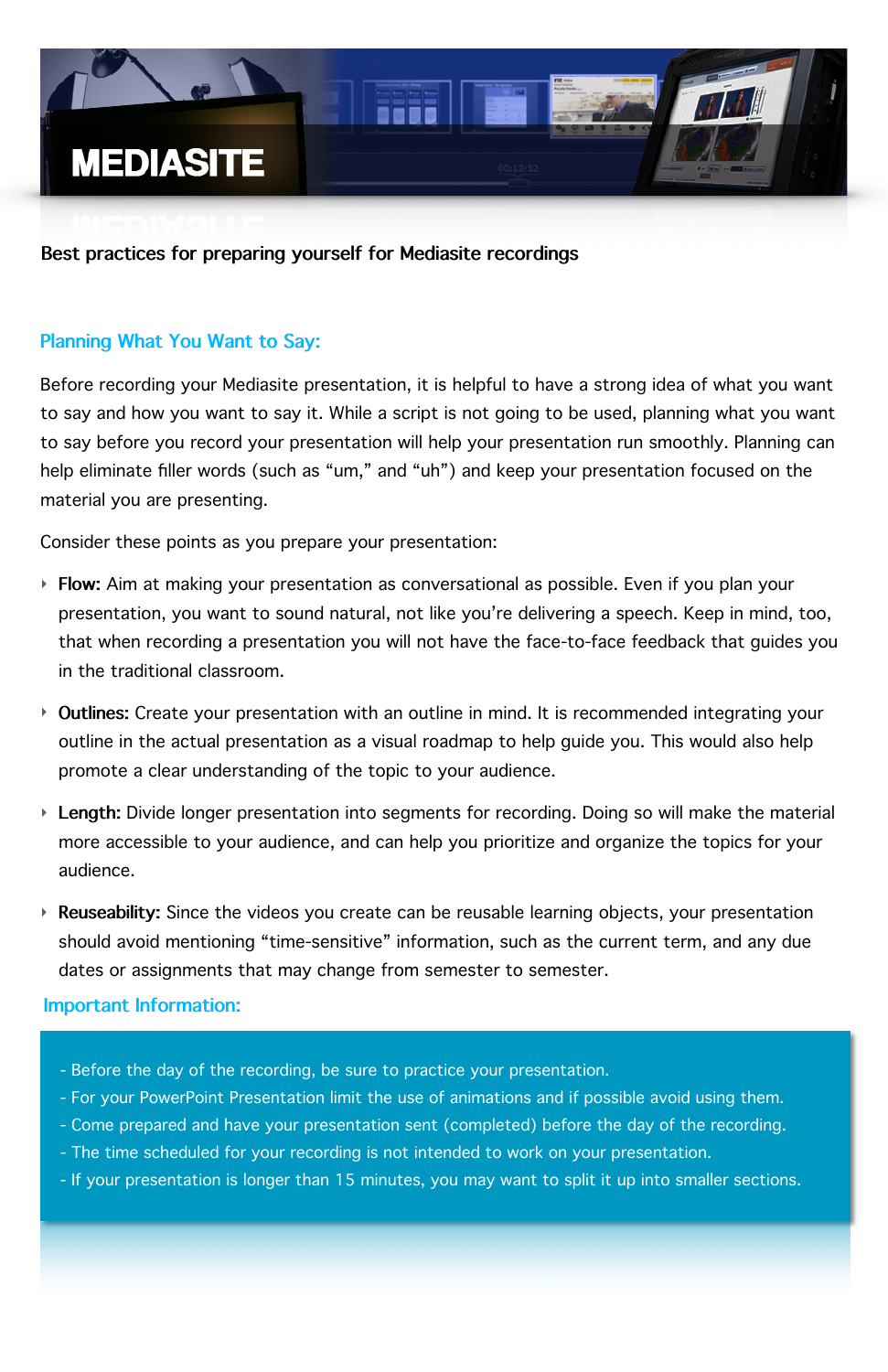# MEDIASITE

**Best practices for preparing yourself for Mediasite recordings**

## Planning What You Want to Say:

Before recording your Mediasite presentation, it is helpful to have a strong idea of what you want to say and how you want to say it. While a script is not going to be used, planning what you want to say before you record your presentation will help your presentation run smoothly. Planning can help eliminate filler words (such as "um," and "uh") and keep your presentation focused on the material you are presenting.

Consider these points as you prepare your presentation:

- **Flow:** Aim at making your presentation as conversational as possible. Even if you plan your presentation, you want to sound natural, not like you're delivering a speech. Keep in mind, too, that when recording a presentation you will not have the face-to-face feedback that guides you in the traditional classroom.
- **Outlines:** Create your presentation with an outline in mind. It is recommended integrating your outline in the actual presentation as a visual roadmap to help guide you. This would also help promote a clear understanding of the topic to your audience.
- **Length:** Divide longer presentation into segments for recording. Doing so will make the material more accessible to your audience, and can help you prioritize and organize the topics for your audience.
- **Reuseability:** Since the videos you create can be reusable learning objects, your presentation should avoid mentioning "time-sensitive" information, such as the current term, and any due dates or assignments that may change from semester to semester.

## Important Information:

- Before the day of the recording, be sure to practice your presentation.
- For your PowerPoint Presentation limit the use of animations and if possible avoid using them.
- Come prepared and have your presentation sent (completed) before the day of the recording.
- The time scheduled for your recording is not intended to work on your presentation.
- If your presentation is longer than 15 minutes, you may want to split it up into smaller sections.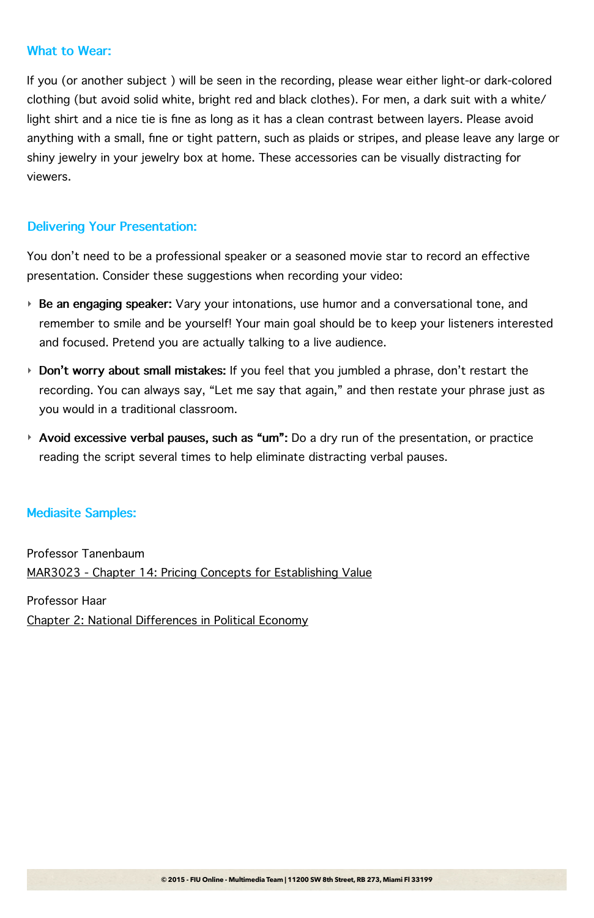### What to Wear:

If you (or another subject ) will be seen in the recording, please wear either light-or dark-colored clothing (but avoid solid white, bright red and black clothes). For men, a dark suit with a white/ light shirt and a nice tie is fine as long as it has a clean contrast between layers. Please avoid anything with a small, fine or tight pattern, such as plaids or stripes, and please leave any large or shiny jewelry in your jewelry box at home. These accessories can be visually distracting for viewers.

### Delivering Your Presentation:

You don't need to be a professional speaker or a seasoned movie star to record an effective presentation. Consider these suggestions when recording your video:

- **Be an engaging speaker:** Vary your intonations, use humor and a conversational tone, and remember to smile and be yourself! Your main goal should be to keep your listeners interested and focused. Pretend you are actually talking to a live audience.
- **Don't worry about small mistakes:** If you feel that you jumbled a phrase, don't restart the recording. You can always say, "Let me say that again," and then restate your phrase just as you would in a traditional classroom.
- **Avoid excessive verbal pauses, such as "um":** Do a dry run of the presentation, or practice reading the script several times to help eliminate distracting verbal pauses.

### Mediasite Samples:

Professor Tanenbaum
MAR3023 - Chapter 14: Pricing Concepts for Establishing Value

Professor Haar
Chapter 2: National Differences in Political Economy

© 2015 - FIU Online - Multimedia Team | 11200 SW 8th Street, RB 273, Miami Fl 33199